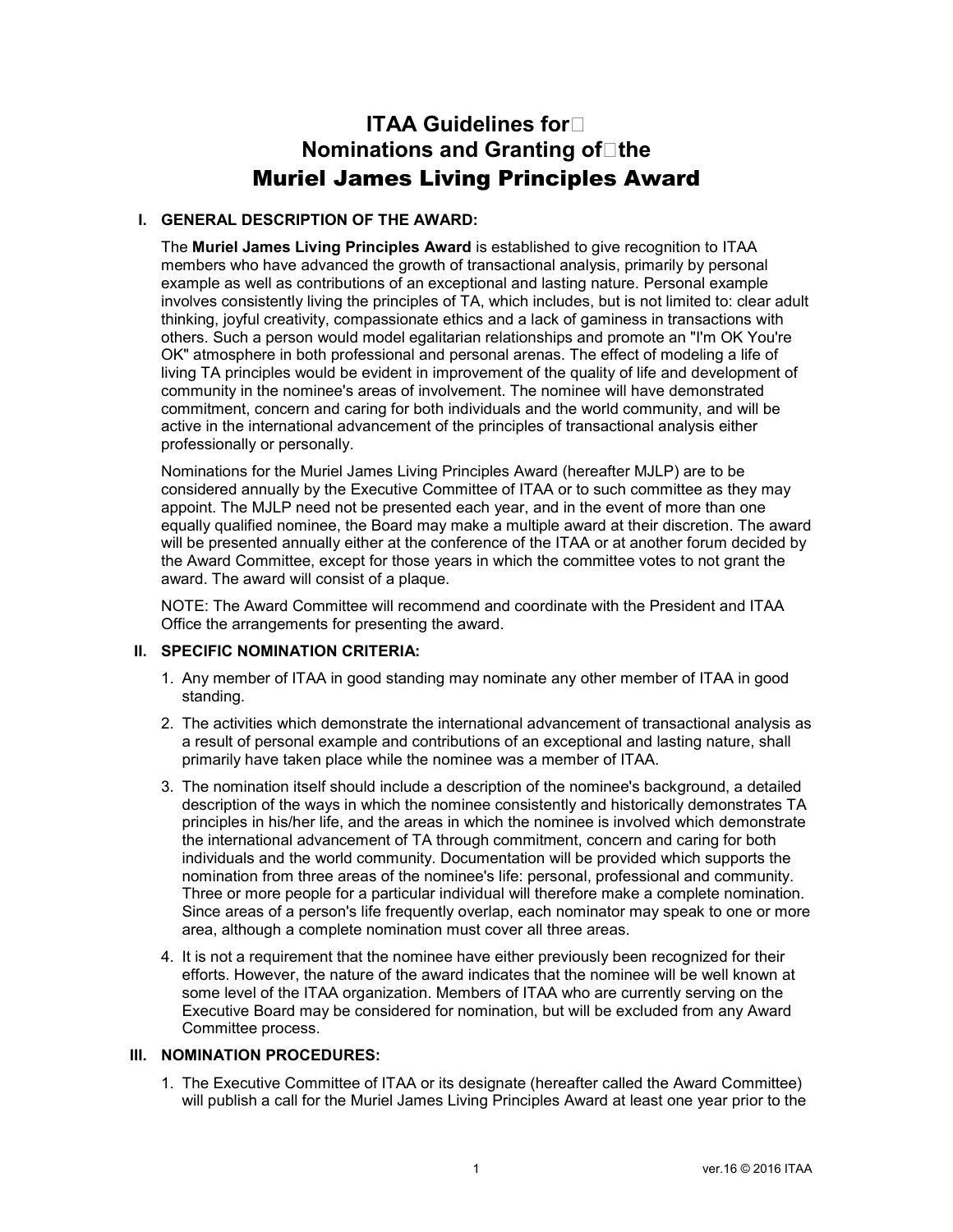# ITAA Guidelines for Nominations and Granting of the Muriel James Living Principles Award

## I. GENERAL DESCRIPTION OF THE AWARD:

The **Muriel James Living Principles Award** is established to give recognition to ITAA members who have advanced the growth of transactional analysis, primarily by personal example as well as contributions of an exceptional and lasting nature. Personal example involves consistently living the principles of TA, which includes, but is not limited to: clear adult thinking, joyful creativity, compassionate ethics and a lack of gaminess in transactions with others. Such a person would model egalitarian relationships and promote an "I'm OK You're OK" atmosphere in both professional and personal arenas. The effect of modeling a life of living TA principles would be evident in improvement of the quality of life and development of community in the nominee's areas of involvement. The nominee will have demonstrated commitment, concern and caring for both individuals and the world community, and will be active in the international advancement of the principles of transactional analysis either professionally or personally.

Nominations for the Muriel James Living Principles Award (hereafter MJLP) are to be considered annually by the Executive Committee of ITAA or to such committee as they may appoint. The MJLP need not be presented each year, and in the event of more than one equally qualified nominee, the Board may make a multiple award at their discretion. The award will be presented annually either at the conference of the ITAA or at another forum decided by the Award Committee, except for those years in which the committee votes to not grant the award. The award will consist of a plaque.

NOTE: The Award Committee will recommend and coordinate with the President and ITAA Office the arrangements for presenting the award.

## II. SPECIFIC NOMINATION CRITERIA:

1. Any member of ITAA in good standing may nominate any other member of ITAA in good standing.
2. The activities which demonstrate the international advancement of transactional analysis as a result of personal example and contributions of an exceptional and lasting nature, shall primarily have taken place while the nominee was a member of ITAA.
3. The nomination itself should include a description of the nominee's background, a detailed description of the ways in which the nominee consistently and historically demonstrates TA principles in his/her life, and the areas in which the nominee is involved which demonstrate the international advancement of TA through commitment, concern and caring for both individuals and the world community. Documentation will be provided which supports the nomination from three areas of the nominee's life: personal, professional and community. Three or more people for a particular individual will therefore make a complete nomination. Since areas of a person's life frequently overlap, each nominator may speak to one or more area, although a complete nomination must cover all three areas.
4. It is not a requirement that the nominee have either previously been recognized for their efforts. However, the nature of the award indicates that the nominee will be well known at some level of the ITAA organization. Members of ITAA who are currently serving on the Executive Board may be considered for nomination, but will be excluded from any Award Committee process.

## III. NOMINATION PROCEDURES:

1. The Executive Committee of ITAA or its designate (hereafter called the Award Committee) will publish a call for the Muriel James Living Principles Award at least one year prior to the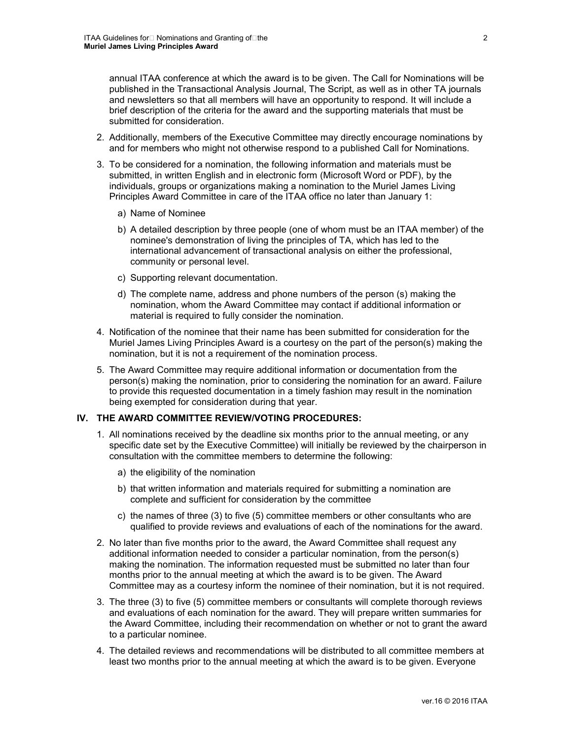annual ITAA conference at which the award is to be given. The Call for Nominations will be published in the Transactional Analysis Journal, The Script, as well as in other TA journals and newsletters so that all members will have an opportunity to respond. It will include a brief description of the criteria for the award and the supporting materials that must be submitted for consideration.

2. Additionally, members of the Executive Committee may directly encourage nominations by and for members who might not otherwise respond to a published Call for Nominations.

3. To be considered for a nomination, the following information and materials must be submitted, in written English and in electronic form (Microsoft Word or PDF), by the individuals, groups or organizations making a nomination to the Muriel James Living Principles Award Committee in care of the ITAA office no later than January 1:

   a) Name of Nominee

   b) A detailed description by three people (one of whom must be an ITAA member) of the nominee's demonstration of living the principles of TA, which has led to the international advancement of transactional analysis on either the professional, community or personal level.

   c) Supporting relevant documentation.

   d) The complete name, address and phone numbers of the person (s) making the nomination, whom the Award Committee may contact if additional information or material is required to fully consider the nomination.

4. Notification of the nominee that their name has been submitted for consideration for the Muriel James Living Principles Award is a courtesy on the part of the person(s) making the nomination, but it is not a requirement of the nomination process.

5. The Award Committee may require additional information or documentation from the person(s) making the nomination, prior to considering the nomination for an award. Failure to provide this requested documentation in a timely fashion may result in the nomination being exempted for consideration during that year.

## IV. THE AWARD COMMITTEE REVIEW/VOTING PROCEDURES:

1. All nominations received by the deadline six months prior to the annual meeting, or any specific date set by the Executive Committee) will initially be reviewed by the chairperson in consultation with the committee members to determine the following:

   a) the eligibility of the nomination

   b) that written information and materials required for submitting a nomination are complete and sufficient for consideration by the committee

   c) the names of three (3) to five (5) committee members or other consultants who are qualified to provide reviews and evaluations of each of the nominations for the award.

2. No later than five months prior to the award, the Award Committee shall request any additional information needed to consider a particular nomination, from the person(s) making the nomination. The information requested must be submitted no later than four months prior to the annual meeting at which the award is to be given. The Award Committee may as a courtesy inform the nominee of their nomination, but it is not required.

3. The three (3) to five (5) committee members or consultants will complete thorough reviews and evaluations of each nomination for the award. They will prepare written summaries for the Award Committee, including their recommendation on whether or not to grant the award to a particular nominee.

4. The detailed reviews and recommendations will be distributed to all committee members at least two months prior to the annual meeting at which the award is to be given. Everyone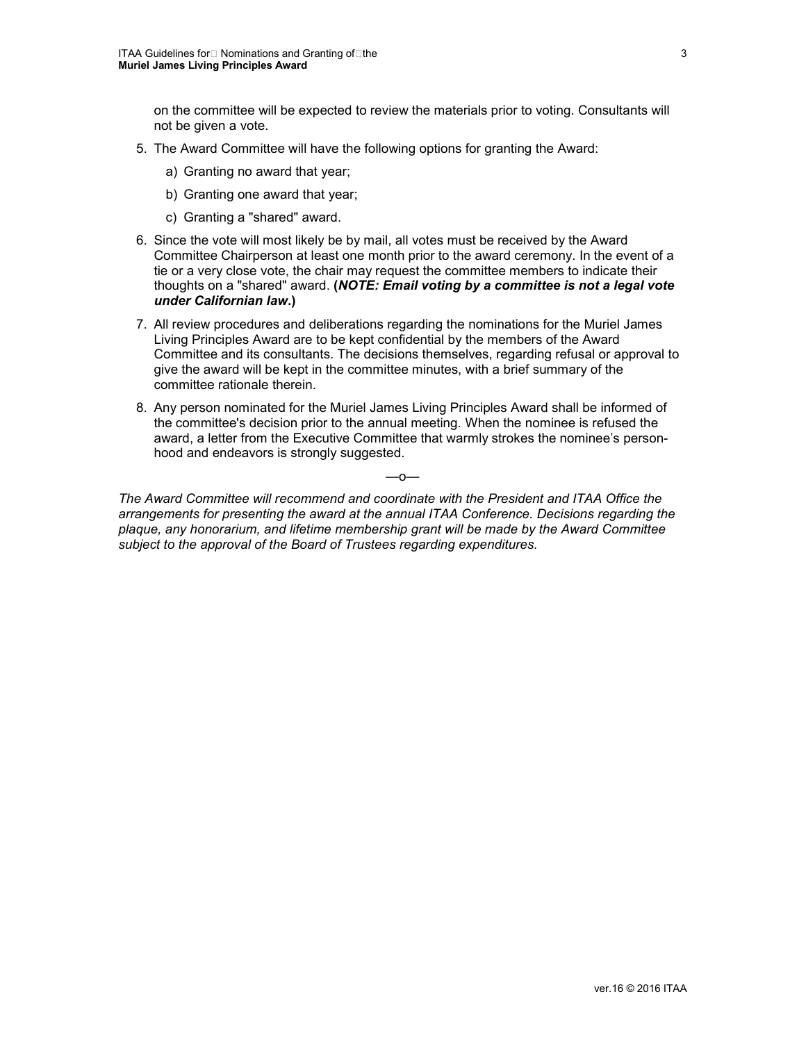on the committee will be expected to review the materials prior to voting. Consultants will not be given a vote.

5. The Award Committee will have the following options for granting the Award:
   a) Granting no award that year;
   b) Granting one award that year;
   c) Granting a "shared" award.
6. Since the vote will most likely be by mail, all votes must be received by the Award Committee Chairperson at least one month prior to the award ceremony. In the event of a tie or a very close vote, the chair may request the committee members to indicate their thoughts on a "shared" award. **(*NOTE: Email voting by a committee is not a legal vote under Californian law*.)**
7. All review procedures and deliberations regarding the nominations for the Muriel James Living Principles Award are to be kept confidential by the members of the Award Committee and its consultants. The decisions themselves, regarding refusal or approval to give the award will be kept in the committee minutes, with a brief summary of the committee rationale therein.
8. Any person nominated for the Muriel James Living Principles Award shall be informed of the committee's decision prior to the annual meeting. When the nominee is refused the award, a letter from the Executive Committee that warmly strokes the nominee's person-hood and endeavors is strongly suggested.

—o—

*The Award Committee will recommend and coordinate with the President and ITAA Office the arrangements for presenting the award at the annual ITAA Conference. Decisions regarding the plaque, any honorarium, and lifetime membership grant will be made by the Award Committee subject to the approval of the Board of Trustees regarding expenditures.*